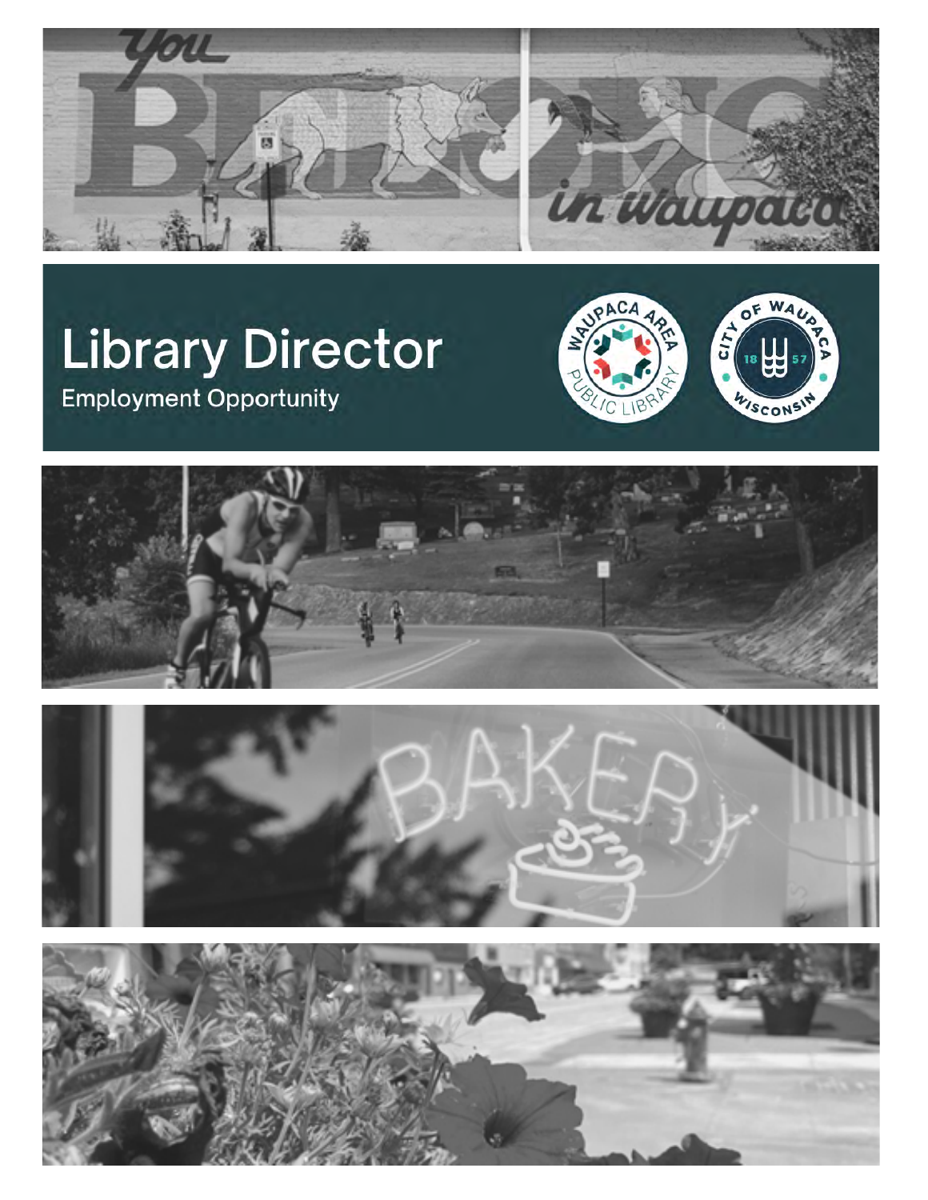# Library Director

Employment Opportunity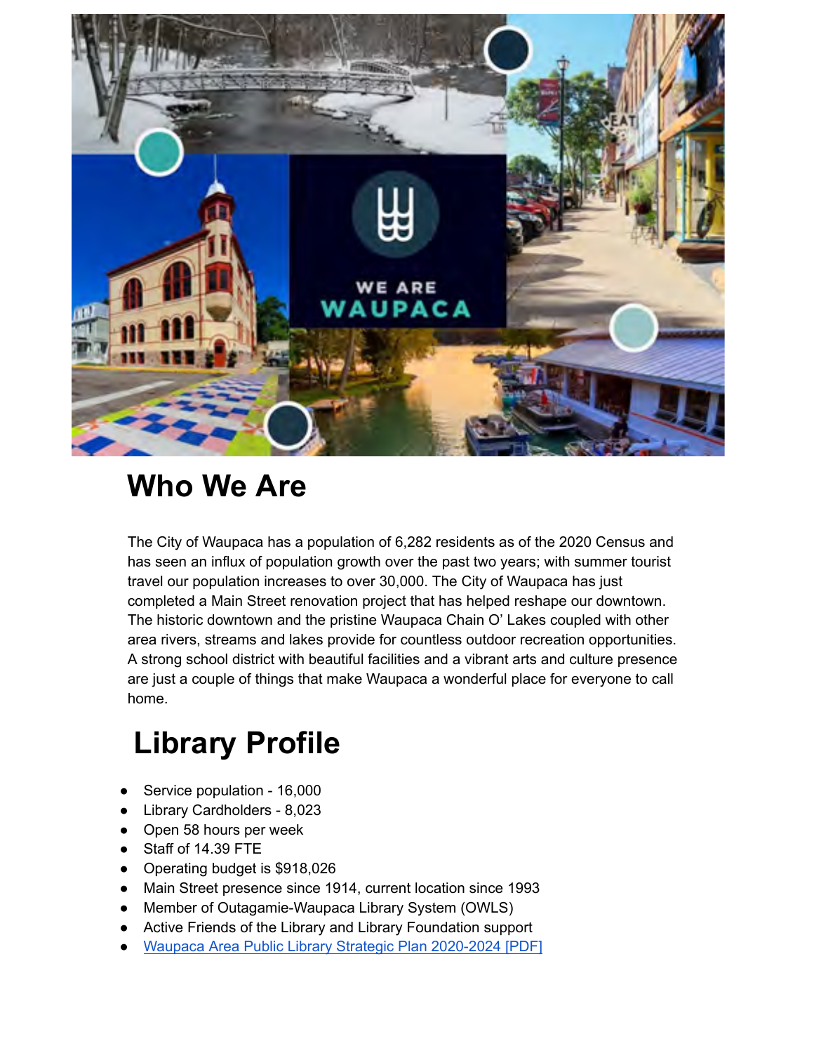## Who We Are

The City of Waupaca has a population of 6,282 residents as of the 2020 Census and has seen an influx of population growth over the past two years; with summer tourist travel our population increases to over 30,000. The City of Waupaca has just completed a Main Street renovation project that has helped reshape our downtown. The historic downtown and the pristine Waupaca Chain O' Lakes coupled with other area rivers, streams and lakes provide for countless outdoor recreation opportunities. A strong school district with beautiful facilities and a vibrant arts and culture presence are just a couple of things that make Waupaca a wonderful place for everyone to call home.

## Library Profile

- Service population - 16,000
- Library Cardholders - 8,023
- Open 58 hours per week
- Staff of 14.39 FTE
- Operating budget is $918,026
- Main Street presence since 1914, current location since 1993
- Member of Outagamie-Waupaca Library System (OWLS)
- Active Friends of the Library and Library Foundation support
- Waupaca Area Public Library Strategic Plan 2020-2024 [PDF]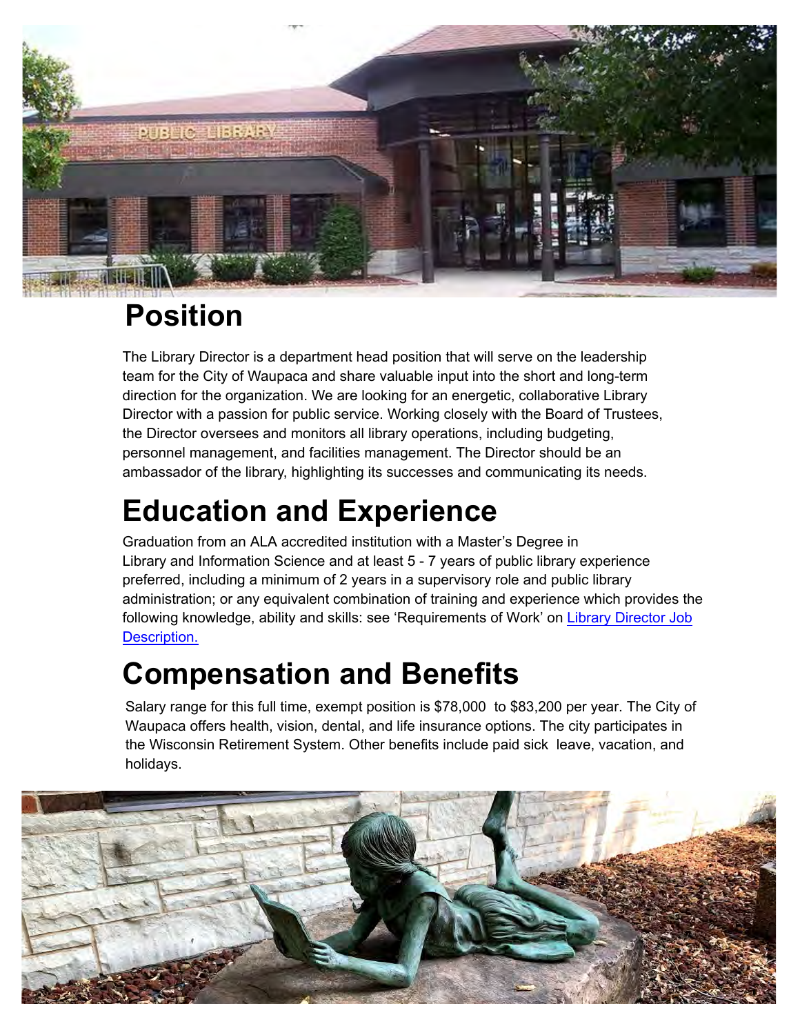# Position

The Library Director is a department head position that will serve on the leadership team for the City of Waupaca and share valuable input into the short and long-term direction for the organization. We are looking for an energetic, collaborative Library Director with a passion for public service. Working closely with the Board of Trustees, the Director oversees and monitors all library operations, including budgeting, personnel management, and facilities management. The Director should be an ambassador of the library, highlighting its successes and communicating its needs.

# Education and Experience

Graduation from an ALA accredited institution with a Master's Degree in Library and Information Science and at least 5 - 7 years of public library experience preferred, including a minimum of 2 years in a supervisory role and public library administration; or any equivalent combination of training and experience which provides the following knowledge, ability and skills: see 'Requirements of Work' on [Library Director Job Description.]

# Compensation and Benefits

Salary range for this full time, exempt position is $78,000 to $83,200 per year. The City of Waupaca offers health, vision, dental, and life insurance options. The city participates in the Wisconsin Retirement System. Other benefits include paid sick leave, vacation, and holidays.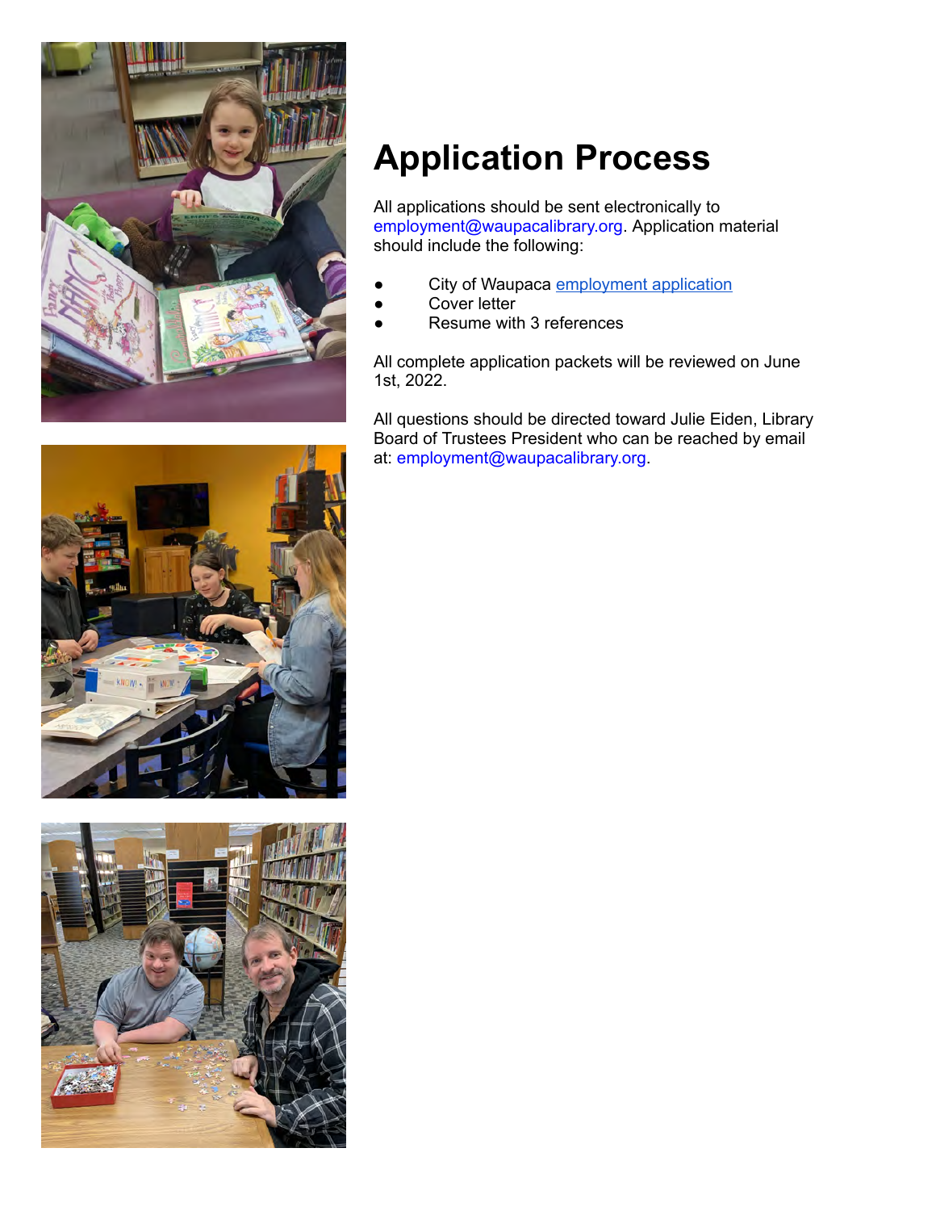# Application Process

All applications should be sent electronically to employment@waupacalibrary.org. Application material should include the following:

- City of Waupaca employment application
- Cover letter
- Resume with 3 references

All complete application packets will be reviewed on June 1st, 2022.

All questions should be directed toward Julie Eiden, Library Board of Trustees President who can be reached by email at: employment@waupacalibrary.org.